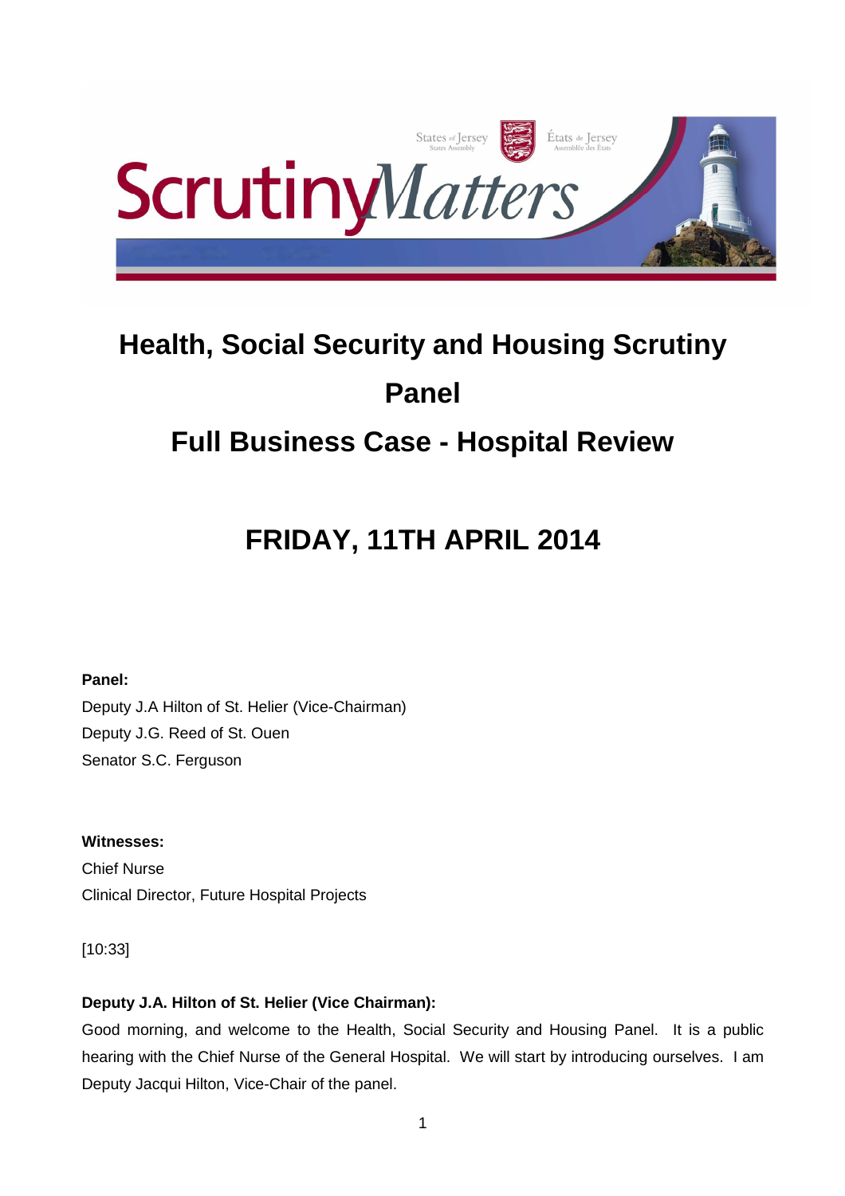# Health, Social Security and Housing Scrutiny Panel

# Full Business Case - Hospital Review

## FRIDAY, 11TH APRIL 2014

**Panel:**

Deputy J.A Hilton of St. Helier (Vice-Chairman)
Deputy J.G. Reed of St. Ouen
Senator S.C. Ferguson

**Witnesses:**

Chief Nurse
Clinical Director, Future Hospital Projects

[10:33]

**Deputy J.A. Hilton of St. Helier (Vice Chairman):**

Good morning, and welcome to the Health, Social Security and Housing Panel. It is a public hearing with the Chief Nurse of the General Hospital. We will start by introducing ourselves. I am Deputy Jacqui Hilton, Vice-Chair of the panel.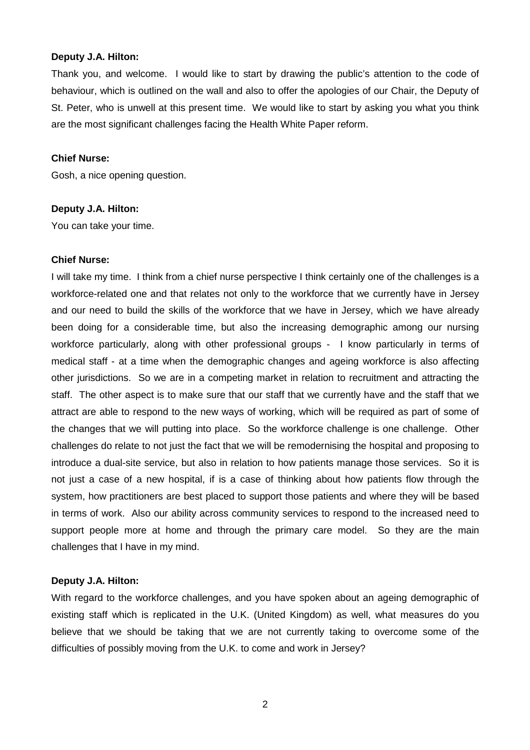**Deputy J.A. Hilton:**

Thank you, and welcome. I would like to start by drawing the public's attention to the code of behaviour, which is outlined on the wall and also to offer the apologies of our Chair, the Deputy of St. Peter, who is unwell at this present time. We would like to start by asking you what you think are the most significant challenges facing the Health White Paper reform.

**Chief Nurse:**

Gosh, a nice opening question.

**Deputy J.A. Hilton:**

You can take your time.

**Chief Nurse:**

I will take my time. I think from a chief nurse perspective I think certainly one of the challenges is a workforce-related one and that relates not only to the workforce that we currently have in Jersey and our need to build the skills of the workforce that we have in Jersey, which we have already been doing for a considerable time, but also the increasing demographic among our nursing workforce particularly, along with other professional groups - I know particularly in terms of medical staff - at a time when the demographic changes and ageing workforce is also affecting other jurisdictions. So we are in a competing market in relation to recruitment and attracting the staff. The other aspect is to make sure that our staff that we currently have and the staff that we attract are able to respond to the new ways of working, which will be required as part of some of the changes that we will putting into place. So the workforce challenge is one challenge. Other challenges do relate to not just the fact that we will be remodernising the hospital and proposing to introduce a dual-site service, but also in relation to how patients manage those services. So it is not just a case of a new hospital, if is a case of thinking about how patients flow through the system, how practitioners are best placed to support those patients and where they will be based in terms of work. Also our ability across community services to respond to the increased need to support people more at home and through the primary care model. So they are the main challenges that I have in my mind.

**Deputy J.A. Hilton:**

With regard to the workforce challenges, and you have spoken about an ageing demographic of existing staff which is replicated in the U.K. (United Kingdom) as well, what measures do you believe that we should be taking that we are not currently taking to overcome some of the difficulties of possibly moving from the U.K. to come and work in Jersey?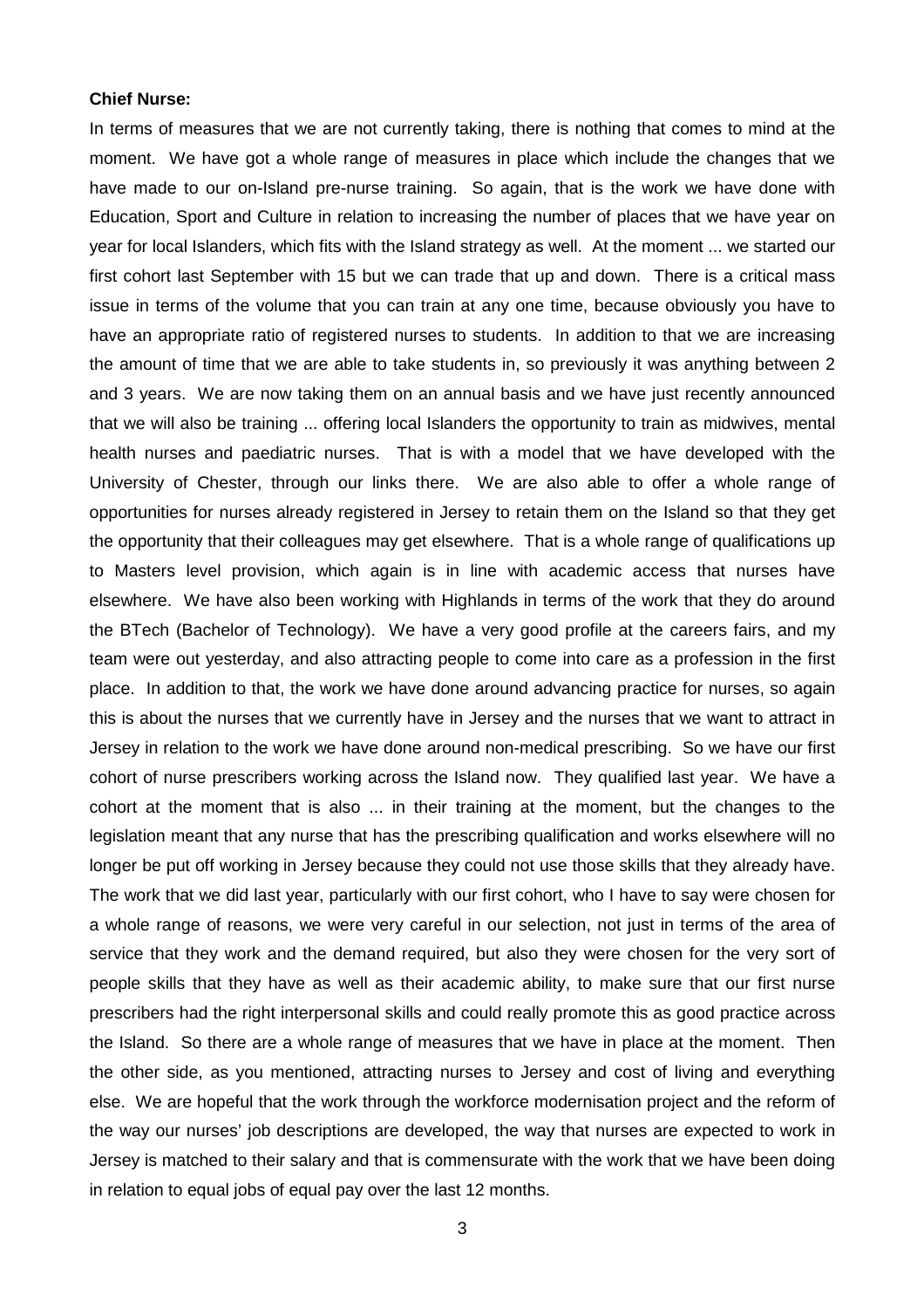**Chief Nurse:**

In terms of measures that we are not currently taking, there is nothing that comes to mind at the moment. We have got a whole range of measures in place which include the changes that we have made to our on-Island pre-nurse training. So again, that is the work we have done with Education, Sport and Culture in relation to increasing the number of places that we have year on year for local Islanders, which fits with the Island strategy as well. At the moment ... we started our first cohort last September with 15 but we can trade that up and down. There is a critical mass issue in terms of the volume that you can train at any one time, because obviously you have to have an appropriate ratio of registered nurses to students. In addition to that we are increasing the amount of time that we are able to take students in, so previously it was anything between 2 and 3 years. We are now taking them on an annual basis and we have just recently announced that we will also be training ... offering local Islanders the opportunity to train as midwives, mental health nurses and paediatric nurses. That is with a model that we have developed with the University of Chester, through our links there. We are also able to offer a whole range of opportunities for nurses already registered in Jersey to retain them on the Island so that they get the opportunity that their colleagues may get elsewhere. That is a whole range of qualifications up to Masters level provision, which again is in line with academic access that nurses have elsewhere. We have also been working with Highlands in terms of the work that they do around the BTech (Bachelor of Technology). We have a very good profile at the careers fairs, and my team were out yesterday, and also attracting people to come into care as a profession in the first place. In addition to that, the work we have done around advancing practice for nurses, so again this is about the nurses that we currently have in Jersey and the nurses that we want to attract in Jersey in relation to the work we have done around non-medical prescribing. So we have our first cohort of nurse prescribers working across the Island now. They qualified last year. We have a cohort at the moment that is also ... in their training at the moment, but the changes to the legislation meant that any nurse that has the prescribing qualification and works elsewhere will no longer be put off working in Jersey because they could not use those skills that they already have. The work that we did last year, particularly with our first cohort, who I have to say were chosen for a whole range of reasons, we were very careful in our selection, not just in terms of the area of service that they work and the demand required, but also they were chosen for the very sort of people skills that they have as well as their academic ability, to make sure that our first nurse prescribers had the right interpersonal skills and could really promote this as good practice across the Island. So there are a whole range of measures that we have in place at the moment. Then the other side, as you mentioned, attracting nurses to Jersey and cost of living and everything else. We are hopeful that the work through the workforce modernisation project and the reform of the way our nurses' job descriptions are developed, the way that nurses are expected to work in Jersey is matched to their salary and that is commensurate with the work that we have been doing in relation to equal jobs of equal pay over the last 12 months.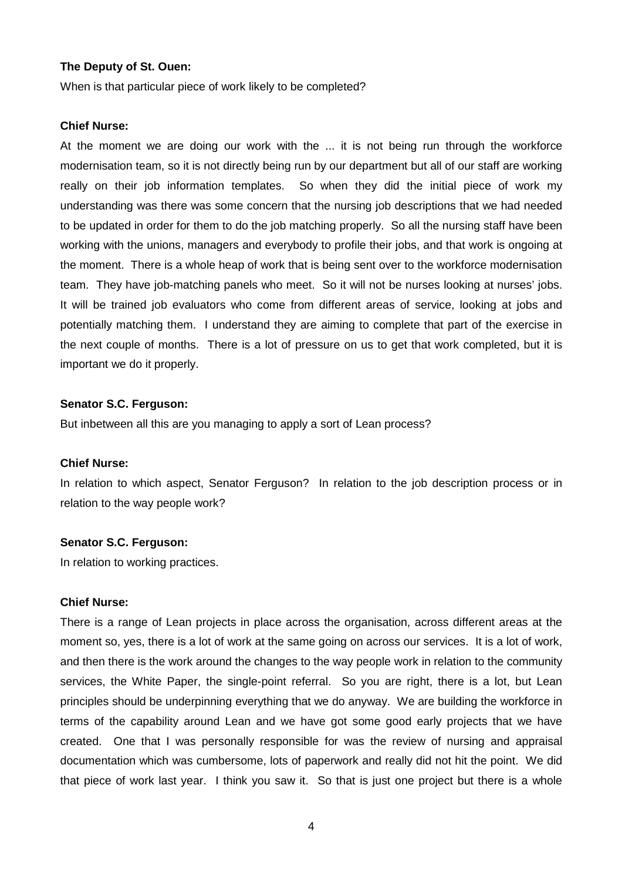**The Deputy of St. Ouen:**

When is that particular piece of work likely to be completed?

**Chief Nurse:**

At the moment we are doing our work with the ... it is not being run through the workforce modernisation team, so it is not directly being run by our department but all of our staff are working really on their job information templates. So when they did the initial piece of work my understanding was there was some concern that the nursing job descriptions that we had needed to be updated in order for them to do the job matching properly. So all the nursing staff have been working with the unions, managers and everybody to profile their jobs, and that work is ongoing at the moment. There is a whole heap of work that is being sent over to the workforce modernisation team. They have job-matching panels who meet. So it will not be nurses looking at nurses' jobs. It will be trained job evaluators who come from different areas of service, looking at jobs and potentially matching them. I understand they are aiming to complete that part of the exercise in the next couple of months. There is a lot of pressure on us to get that work completed, but it is important we do it properly.

**Senator S.C. Ferguson:**

But inbetween all this are you managing to apply a sort of Lean process?

**Chief Nurse:**

In relation to which aspect, Senator Ferguson? In relation to the job description process or in relation to the way people work?

**Senator S.C. Ferguson:**

In relation to working practices.

**Chief Nurse:**

There is a range of Lean projects in place across the organisation, across different areas at the moment so, yes, there is a lot of work at the same going on across our services. It is a lot of work, and then there is the work around the changes to the way people work in relation to the community services, the White Paper, the single-point referral. So you are right, there is a lot, but Lean principles should be underpinning everything that we do anyway. We are building the workforce in terms of the capability around Lean and we have got some good early projects that we have created. One that I was personally responsible for was the review of nursing and appraisal documentation which was cumbersome, lots of paperwork and really did not hit the point. We did that piece of work last year. I think you saw it. So that is just one project but there is a whole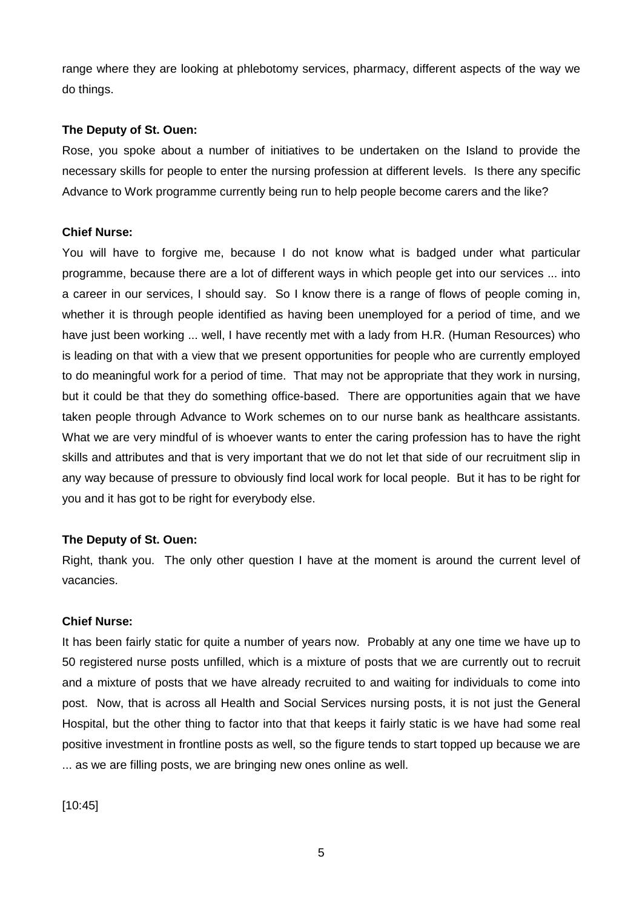range where they are looking at phlebotomy services, pharmacy, different aspects of the way we do things.

**The Deputy of St. Ouen:**

Rose, you spoke about a number of initiatives to be undertaken on the Island to provide the necessary skills for people to enter the nursing profession at different levels. Is there any specific Advance to Work programme currently being run to help people become carers and the like?

**Chief Nurse:**

You will have to forgive me, because I do not know what is badged under what particular programme, because there are a lot of different ways in which people get into our services ... into a career in our services, I should say. So I know there is a range of flows of people coming in, whether it is through people identified as having been unemployed for a period of time, and we have just been working ... well, I have recently met with a lady from H.R. (Human Resources) who is leading on that with a view that we present opportunities for people who are currently employed to do meaningful work for a period of time. That may not be appropriate that they work in nursing, but it could be that they do something office-based. There are opportunities again that we have taken people through Advance to Work schemes on to our nurse bank as healthcare assistants. What we are very mindful of is whoever wants to enter the caring profession has to have the right skills and attributes and that is very important that we do not let that side of our recruitment slip in any way because of pressure to obviously find local work for local people. But it has to be right for you and it has got to be right for everybody else.

**The Deputy of St. Ouen:**

Right, thank you. The only other question I have at the moment is around the current level of vacancies.

**Chief Nurse:**

It has been fairly static for quite a number of years now. Probably at any one time we have up to 50 registered nurse posts unfilled, which is a mixture of posts that we are currently out to recruit and a mixture of posts that we have already recruited to and waiting for individuals to come into post. Now, that is across all Health and Social Services nursing posts, it is not just the General Hospital, but the other thing to factor into that that keeps it fairly static is we have had some real positive investment in frontline posts as well, so the figure tends to start topped up because we are ... as we are filling posts, we are bringing new ones online as well.

[10:45]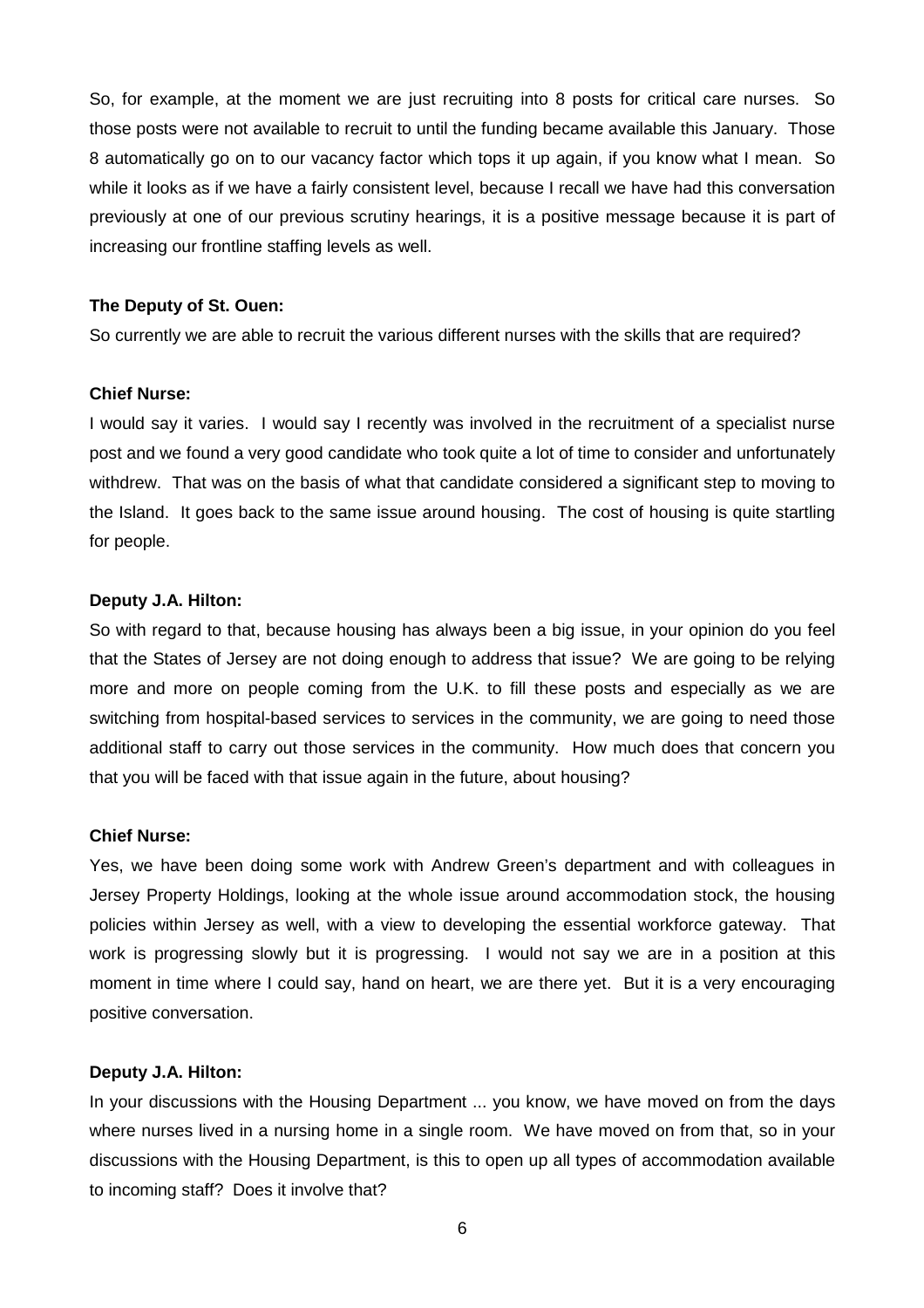So, for example, at the moment we are just recruiting into 8 posts for critical care nurses. So those posts were not available to recruit to until the funding became available this January. Those 8 automatically go on to our vacancy factor which tops it up again, if you know what I mean. So while it looks as if we have a fairly consistent level, because I recall we have had this conversation previously at one of our previous scrutiny hearings, it is a positive message because it is part of increasing our frontline staffing levels as well.

**The Deputy of St. Ouen:**

So currently we are able to recruit the various different nurses with the skills that are required?

**Chief Nurse:**

I would say it varies. I would say I recently was involved in the recruitment of a specialist nurse post and we found a very good candidate who took quite a lot of time to consider and unfortunately withdrew. That was on the basis of what that candidate considered a significant step to moving to the Island. It goes back to the same issue around housing. The cost of housing is quite startling for people.

**Deputy J.A. Hilton:**

So with regard to that, because housing has always been a big issue, in your opinion do you feel that the States of Jersey are not doing enough to address that issue? We are going to be relying more and more on people coming from the U.K. to fill these posts and especially as we are switching from hospital-based services to services in the community, we are going to need those additional staff to carry out those services in the community. How much does that concern you that you will be faced with that issue again in the future, about housing?

**Chief Nurse:**

Yes, we have been doing some work with Andrew Green's department and with colleagues in Jersey Property Holdings, looking at the whole issue around accommodation stock, the housing policies within Jersey as well, with a view to developing the essential workforce gateway. That work is progressing slowly but it is progressing. I would not say we are in a position at this moment in time where I could say, hand on heart, we are there yet. But it is a very encouraging positive conversation.

**Deputy J.A. Hilton:**

In your discussions with the Housing Department ... you know, we have moved on from the days where nurses lived in a nursing home in a single room. We have moved on from that, so in your discussions with the Housing Department, is this to open up all types of accommodation available to incoming staff? Does it involve that?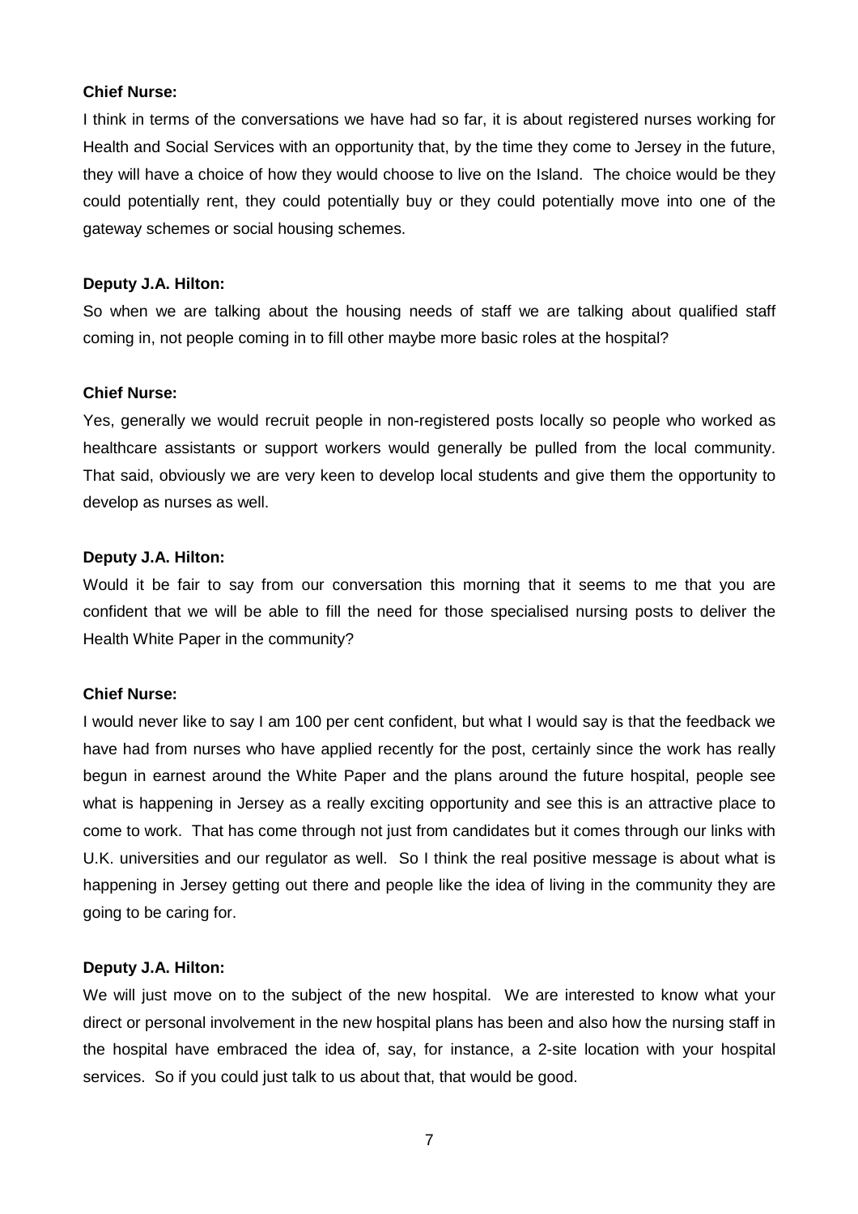**Chief Nurse:**

I think in terms of the conversations we have had so far, it is about registered nurses working for Health and Social Services with an opportunity that, by the time they come to Jersey in the future, they will have a choice of how they would choose to live on the Island. The choice would be they could potentially rent, they could potentially buy or they could potentially move into one of the gateway schemes or social housing schemes.

**Deputy J.A. Hilton:**

So when we are talking about the housing needs of staff we are talking about qualified staff coming in, not people coming in to fill other maybe more basic roles at the hospital?

**Chief Nurse:**

Yes, generally we would recruit people in non-registered posts locally so people who worked as healthcare assistants or support workers would generally be pulled from the local community. That said, obviously we are very keen to develop local students and give them the opportunity to develop as nurses as well.

**Deputy J.A. Hilton:**

Would it be fair to say from our conversation this morning that it seems to me that you are confident that we will be able to fill the need for those specialised nursing posts to deliver the Health White Paper in the community?

**Chief Nurse:**

I would never like to say I am 100 per cent confident, but what I would say is that the feedback we have had from nurses who have applied recently for the post, certainly since the work has really begun in earnest around the White Paper and the plans around the future hospital, people see what is happening in Jersey as a really exciting opportunity and see this is an attractive place to come to work. That has come through not just from candidates but it comes through our links with U.K. universities and our regulator as well. So I think the real positive message is about what is happening in Jersey getting out there and people like the idea of living in the community they are going to be caring for.

**Deputy J.A. Hilton:**

We will just move on to the subject of the new hospital. We are interested to know what your direct or personal involvement in the new hospital plans has been and also how the nursing staff in the hospital have embraced the idea of, say, for instance, a 2-site location with your hospital services. So if you could just talk to us about that, that would be good.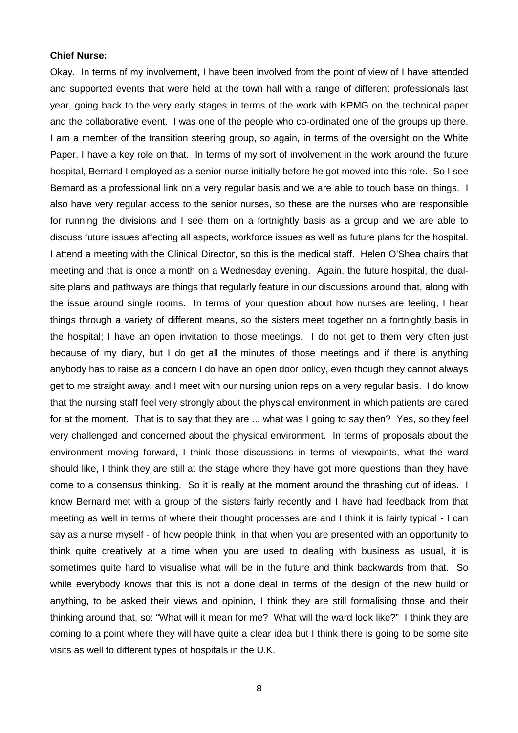**Chief Nurse:**

Okay. In terms of my involvement, I have been involved from the point of view of I have attended and supported events that were held at the town hall with a range of different professionals last year, going back to the very early stages in terms of the work with KPMG on the technical paper and the collaborative event. I was one of the people who co-ordinated one of the groups up there. I am a member of the transition steering group, so again, in terms of the oversight on the White Paper, I have a key role on that. In terms of my sort of involvement in the work around the future hospital, Bernard I employed as a senior nurse initially before he got moved into this role. So I see Bernard as a professional link on a very regular basis and we are able to touch base on things. I also have very regular access to the senior nurses, so these are the nurses who are responsible for running the divisions and I see them on a fortnightly basis as a group and we are able to discuss future issues affecting all aspects, workforce issues as well as future plans for the hospital. I attend a meeting with the Clinical Director, so this is the medical staff. Helen O'Shea chairs that meeting and that is once a month on a Wednesday evening. Again, the future hospital, the dual-site plans and pathways are things that regularly feature in our discussions around that, along with the issue around single rooms. In terms of your question about how nurses are feeling, I hear things through a variety of different means, so the sisters meet together on a fortnightly basis in the hospital; I have an open invitation to those meetings. I do not get to them very often just because of my diary, but I do get all the minutes of those meetings and if there is anything anybody has to raise as a concern I do have an open door policy, even though they cannot always get to me straight away, and I meet with our nursing union reps on a very regular basis. I do know that the nursing staff feel very strongly about the physical environment in which patients are cared for at the moment. That is to say that they are ... what was I going to say then? Yes, so they feel very challenged and concerned about the physical environment. In terms of proposals about the environment moving forward, I think those discussions in terms of viewpoints, what the ward should like, I think they are still at the stage where they have got more questions than they have come to a consensus thinking. So it is really at the moment around the thrashing out of ideas. I know Bernard met with a group of the sisters fairly recently and I have had feedback from that meeting as well in terms of where their thought processes are and I think it is fairly typical - I can say as a nurse myself - of how people think, in that when you are presented with an opportunity to think quite creatively at a time when you are used to dealing with business as usual, it is sometimes quite hard to visualise what will be in the future and think backwards from that. So while everybody knows that this is not a done deal in terms of the design of the new build or anything, to be asked their views and opinion, I think they are still formalising those and their thinking around that, so: "What will it mean for me? What will the ward look like?" I think they are coming to a point where they will have quite a clear idea but I think there is going to be some site visits as well to different types of hospitals in the U.K.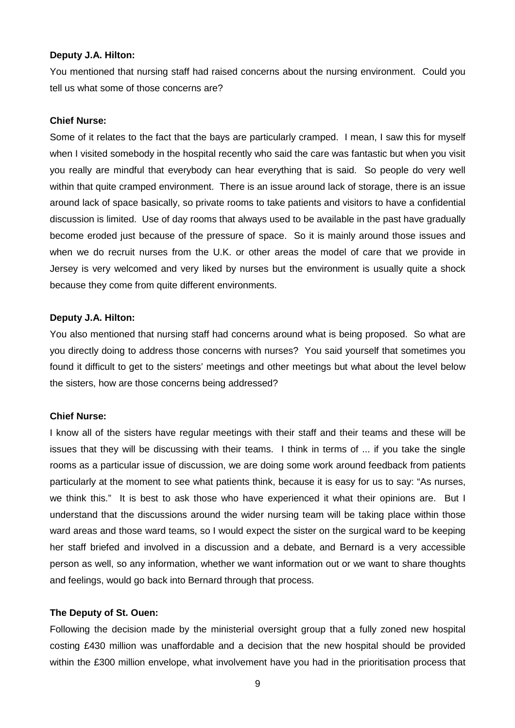**Deputy J.A. Hilton:**

You mentioned that nursing staff had raised concerns about the nursing environment. Could you tell us what some of those concerns are?

**Chief Nurse:**

Some of it relates to the fact that the bays are particularly cramped. I mean, I saw this for myself when I visited somebody in the hospital recently who said the care was fantastic but when you visit you really are mindful that everybody can hear everything that is said. So people do very well within that quite cramped environment. There is an issue around lack of storage, there is an issue around lack of space basically, so private rooms to take patients and visitors to have a confidential discussion is limited. Use of day rooms that always used to be available in the past have gradually become eroded just because of the pressure of space. So it is mainly around those issues and when we do recruit nurses from the U.K. or other areas the model of care that we provide in Jersey is very welcomed and very liked by nurses but the environment is usually quite a shock because they come from quite different environments.

**Deputy J.A. Hilton:**

You also mentioned that nursing staff had concerns around what is being proposed. So what are you directly doing to address those concerns with nurses? You said yourself that sometimes you found it difficult to get to the sisters' meetings and other meetings but what about the level below the sisters, how are those concerns being addressed?

**Chief Nurse:**

I know all of the sisters have regular meetings with their staff and their teams and these will be issues that they will be discussing with their teams. I think in terms of ... if you take the single rooms as a particular issue of discussion, we are doing some work around feedback from patients particularly at the moment to see what patients think, because it is easy for us to say: "As nurses, we think this." It is best to ask those who have experienced it what their opinions are. But I understand that the discussions around the wider nursing team will be taking place within those ward areas and those ward teams, so I would expect the sister on the surgical ward to be keeping her staff briefed and involved in a discussion and a debate, and Bernard is a very accessible person as well, so any information, whether we want information out or we want to share thoughts and feelings, would go back into Bernard through that process.

**The Deputy of St. Ouen:**

Following the decision made by the ministerial oversight group that a fully zoned new hospital costing £430 million was unaffordable and a decision that the new hospital should be provided within the £300 million envelope, what involvement have you had in the prioritisation process that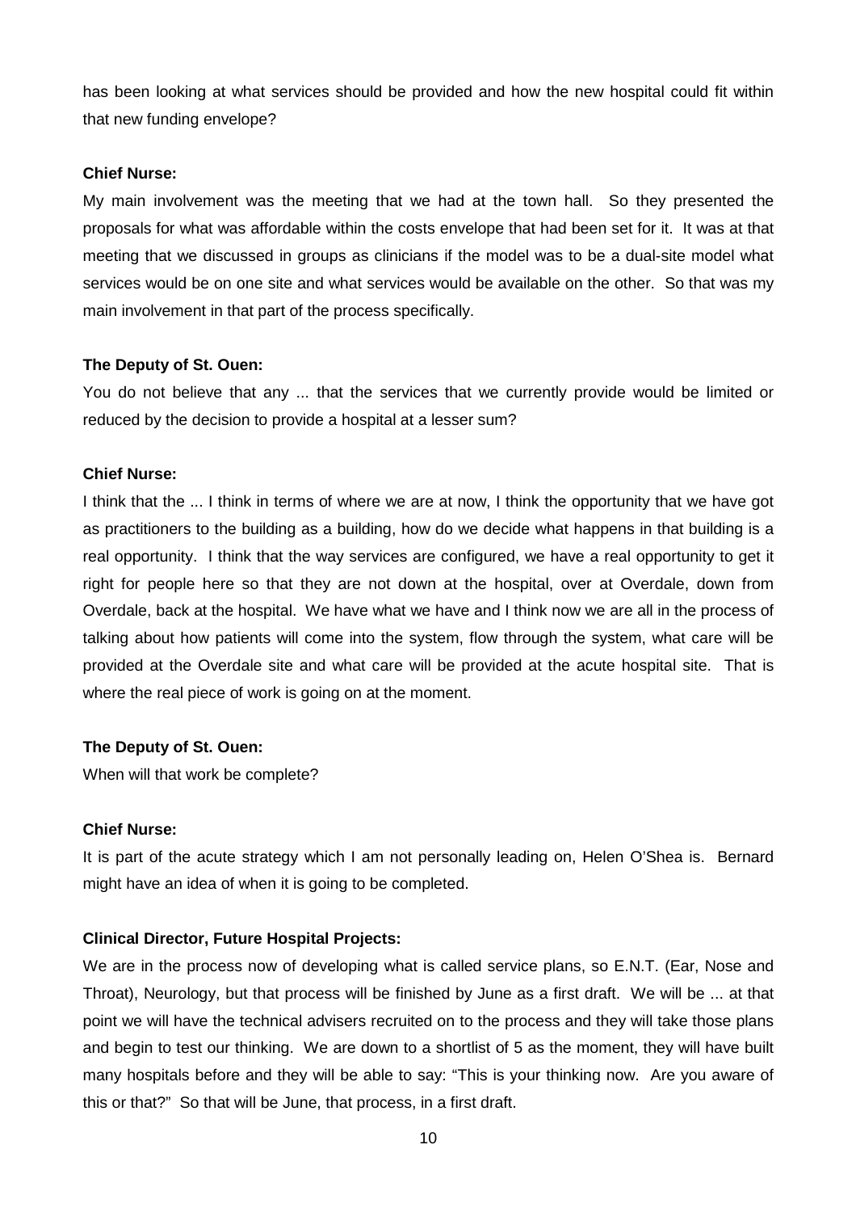has been looking at what services should be provided and how the new hospital could fit within that new funding envelope?

**Chief Nurse:**

My main involvement was the meeting that we had at the town hall. So they presented the proposals for what was affordable within the costs envelope that had been set for it. It was at that meeting that we discussed in groups as clinicians if the model was to be a dual-site model what services would be on one site and what services would be available on the other. So that was my main involvement in that part of the process specifically.

**The Deputy of St. Ouen:**

You do not believe that any ... that the services that we currently provide would be limited or reduced by the decision to provide a hospital at a lesser sum?

**Chief Nurse:**

I think that the ... I think in terms of where we are at now, I think the opportunity that we have got as practitioners to the building as a building, how do we decide what happens in that building is a real opportunity. I think that the way services are configured, we have a real opportunity to get it right for people here so that they are not down at the hospital, over at Overdale, down from Overdale, back at the hospital. We have what we have and I think now we are all in the process of talking about how patients will come into the system, flow through the system, what care will be provided at the Overdale site and what care will be provided at the acute hospital site. That is where the real piece of work is going on at the moment.

**The Deputy of St. Ouen:**

When will that work be complete?

**Chief Nurse:**

It is part of the acute strategy which I am not personally leading on, Helen O'Shea is. Bernard might have an idea of when it is going to be completed.

**Clinical Director, Future Hospital Projects:**

We are in the process now of developing what is called service plans, so E.N.T. (Ear, Nose and Throat), Neurology, but that process will be finished by June as a first draft. We will be ... at that point we will have the technical advisers recruited on to the process and they will take those plans and begin to test our thinking. We are down to a shortlist of 5 as the moment, they will have built many hospitals before and they will be able to say: "This is your thinking now. Are you aware of this or that?" So that will be June, that process, in a first draft.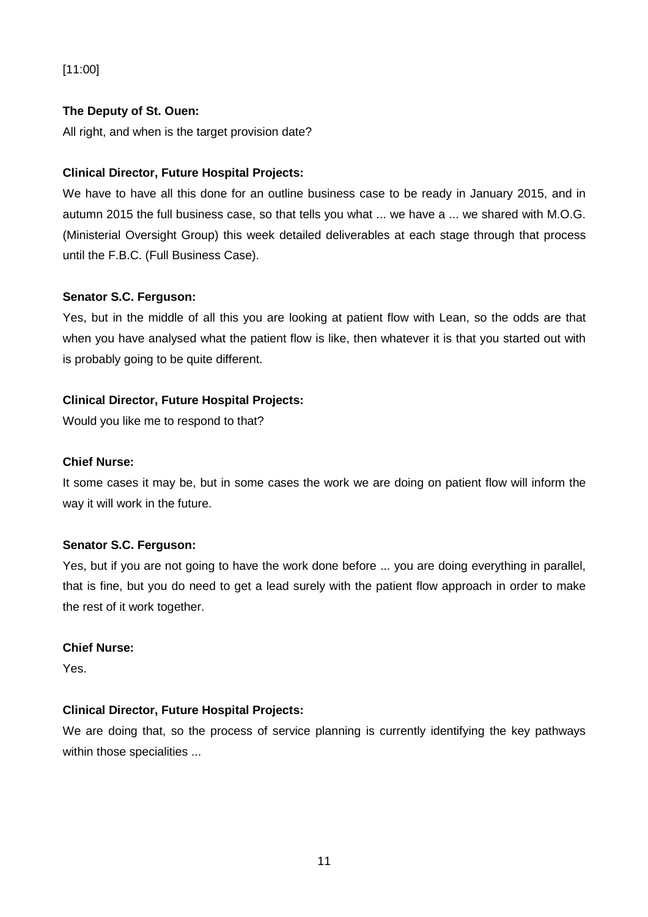[11:00]

**The Deputy of St. Ouen:**

All right, and when is the target provision date?

**Clinical Director, Future Hospital Projects:**

We have to have all this done for an outline business case to be ready in January 2015, and in autumn 2015 the full business case, so that tells you what ... we have a ... we shared with M.O.G. (Ministerial Oversight Group) this week detailed deliverables at each stage through that process until the F.B.C. (Full Business Case).

**Senator S.C. Ferguson:**

Yes, but in the middle of all this you are looking at patient flow with Lean, so the odds are that when you have analysed what the patient flow is like, then whatever it is that you started out with is probably going to be quite different.

**Clinical Director, Future Hospital Projects:**

Would you like me to respond to that?

**Chief Nurse:**

It some cases it may be, but in some cases the work we are doing on patient flow will inform the way it will work in the future.

**Senator S.C. Ferguson:**

Yes, but if you are not going to have the work done before ... you are doing everything in parallel, that is fine, but you do need to get a lead surely with the patient flow approach in order to make the rest of it work together.

**Chief Nurse:**

Yes.

**Clinical Director, Future Hospital Projects:**

We are doing that, so the process of service planning is currently identifying the key pathways within those specialities ...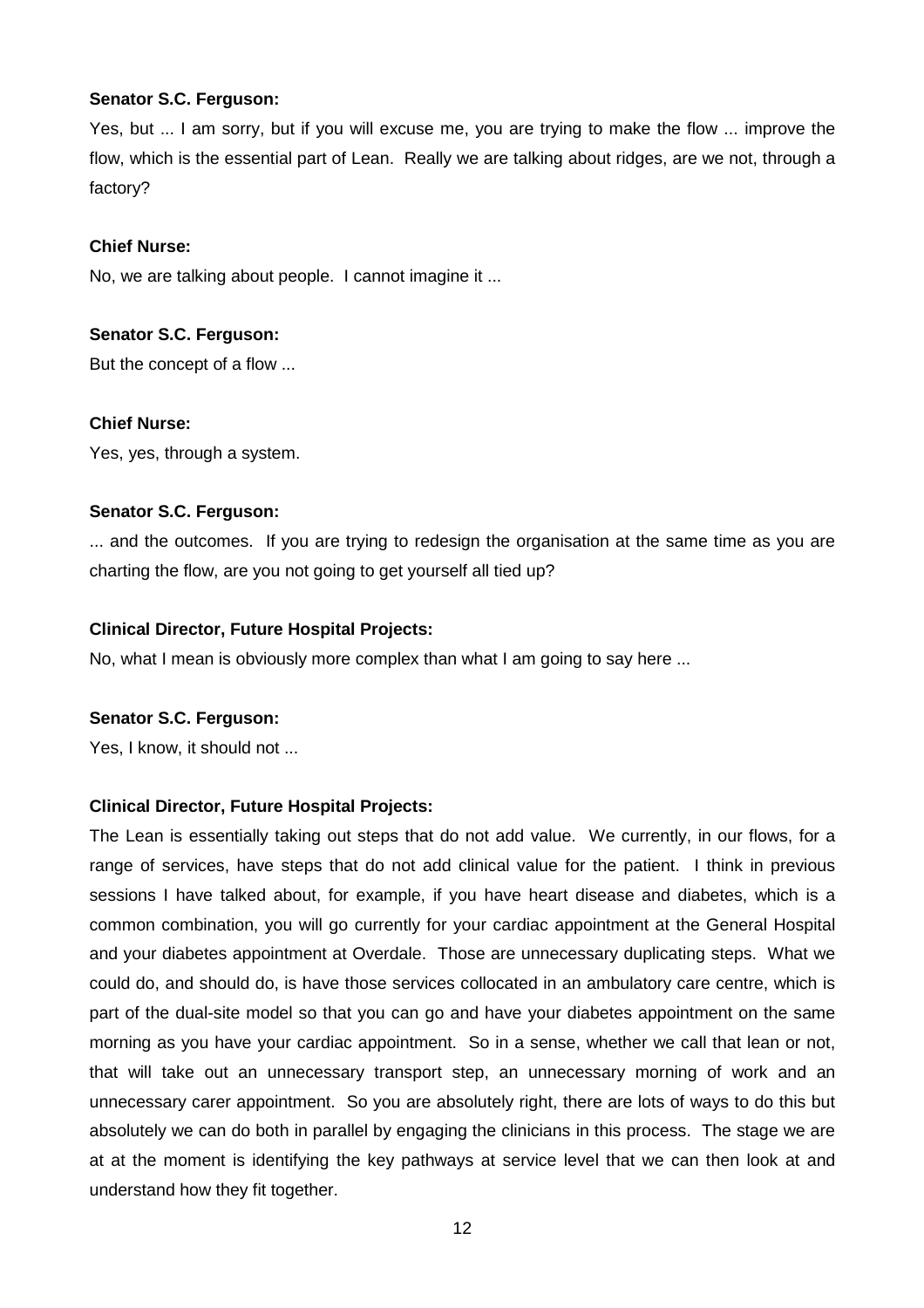**Senator S.C. Ferguson:**

Yes, but ... I am sorry, but if you will excuse me, you are trying to make the flow ... improve the flow, which is the essential part of Lean. Really we are talking about ridges, are we not, through a factory?

**Chief Nurse:**

No, we are talking about people. I cannot imagine it ...

**Senator S.C. Ferguson:**

But the concept of a flow ...

**Chief Nurse:**

Yes, yes, through a system.

**Senator S.C. Ferguson:**

... and the outcomes. If you are trying to redesign the organisation at the same time as you are charting the flow, are you not going to get yourself all tied up?

**Clinical Director, Future Hospital Projects:**

No, what I mean is obviously more complex than what I am going to say here ...

**Senator S.C. Ferguson:**

Yes, I know, it should not ...

**Clinical Director, Future Hospital Projects:**

The Lean is essentially taking out steps that do not add value. We currently, in our flows, for a range of services, have steps that do not add clinical value for the patient. I think in previous sessions I have talked about, for example, if you have heart disease and diabetes, which is a common combination, you will go currently for your cardiac appointment at the General Hospital and your diabetes appointment at Overdale. Those are unnecessary duplicating steps. What we could do, and should do, is have those services collocated in an ambulatory care centre, which is part of the dual-site model so that you can go and have your diabetes appointment on the same morning as you have your cardiac appointment. So in a sense, whether we call that lean or not, that will take out an unnecessary transport step, an unnecessary morning of work and an unnecessary carer appointment. So you are absolutely right, there are lots of ways to do this but absolutely we can do both in parallel by engaging the clinicians in this process. The stage we are at at the moment is identifying the key pathways at service level that we can then look at and understand how they fit together.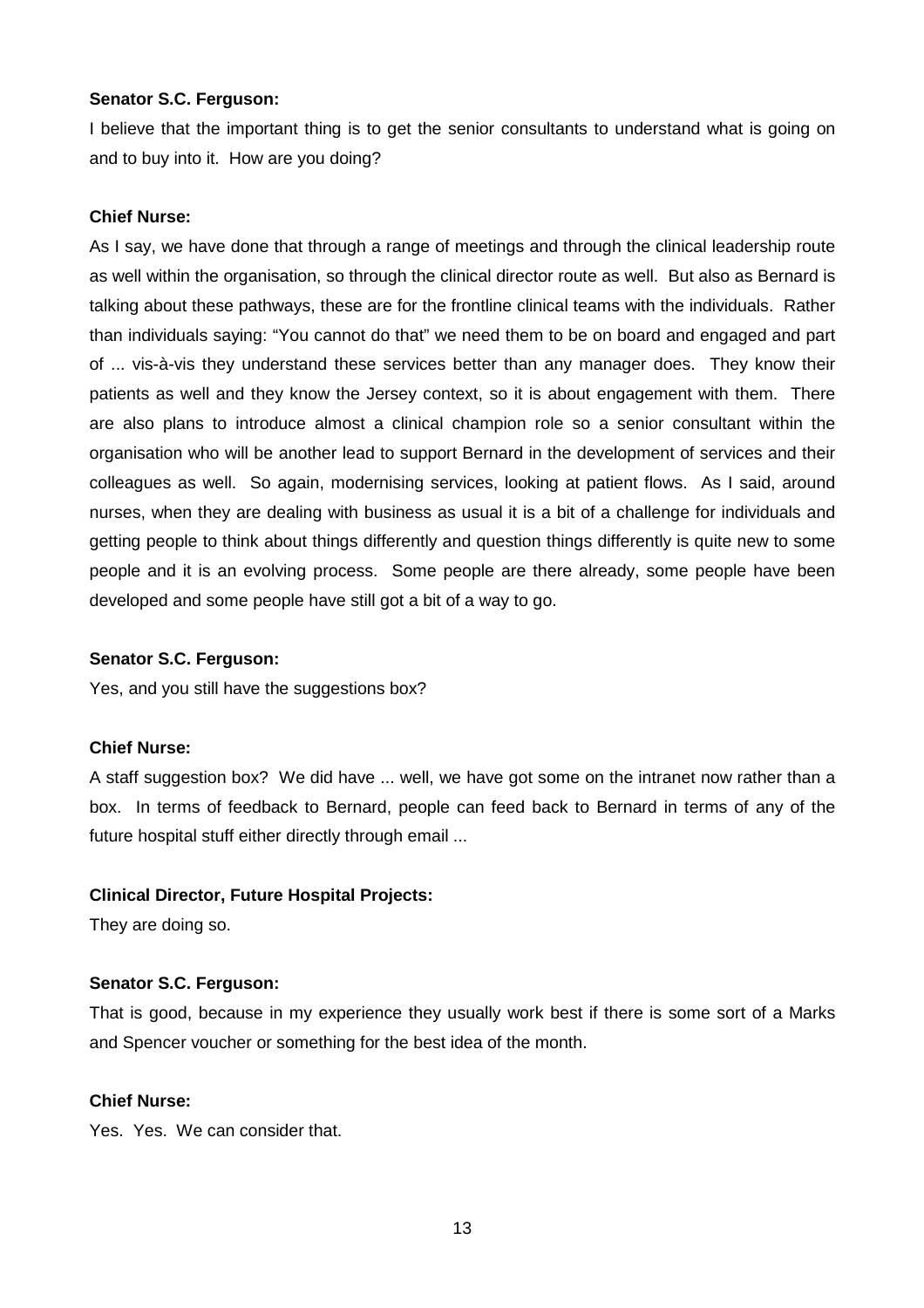**Senator S.C. Ferguson:**

I believe that the important thing is to get the senior consultants to understand what is going on and to buy into it. How are you doing?

**Chief Nurse:**

As I say, we have done that through a range of meetings and through the clinical leadership route as well within the organisation, so through the clinical director route as well. But also as Bernard is talking about these pathways, these are for the frontline clinical teams with the individuals. Rather than individuals saying: "You cannot do that" we need them to be on board and engaged and part of ... vis-à-vis they understand these services better than any manager does. They know their patients as well and they know the Jersey context, so it is about engagement with them. There are also plans to introduce almost a clinical champion role so a senior consultant within the organisation who will be another lead to support Bernard in the development of services and their colleagues as well. So again, modernising services, looking at patient flows. As I said, around nurses, when they are dealing with business as usual it is a bit of a challenge for individuals and getting people to think about things differently and question things differently is quite new to some people and it is an evolving process. Some people are there already, some people have been developed and some people have still got a bit of a way to go.

**Senator S.C. Ferguson:**

Yes, and you still have the suggestions box?

**Chief Nurse:**

A staff suggestion box? We did have ... well, we have got some on the intranet now rather than a box. In terms of feedback to Bernard, people can feed back to Bernard in terms of any of the future hospital stuff either directly through email ...

**Clinical Director, Future Hospital Projects:**

They are doing so.

**Senator S.C. Ferguson:**

That is good, because in my experience they usually work best if there is some sort of a Marks and Spencer voucher or something for the best idea of the month.

**Chief Nurse:**

Yes. Yes. We can consider that.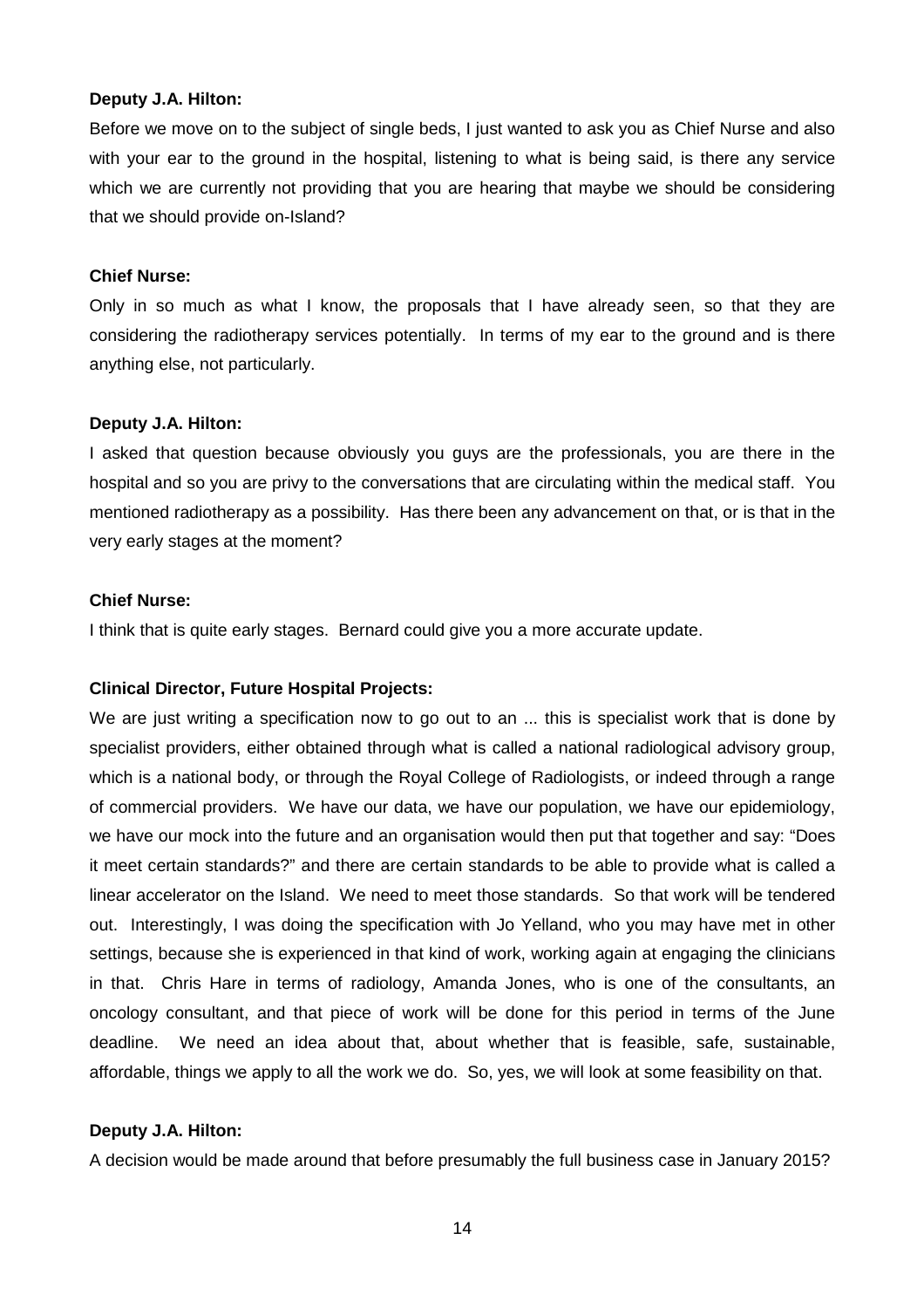**Deputy J.A. Hilton:**

Before we move on to the subject of single beds, I just wanted to ask you as Chief Nurse and also with your ear to the ground in the hospital, listening to what is being said, is there any service which we are currently not providing that you are hearing that maybe we should be considering that we should provide on-Island?

**Chief Nurse:**

Only in so much as what I know, the proposals that I have already seen, so that they are considering the radiotherapy services potentially. In terms of my ear to the ground and is there anything else, not particularly.

**Deputy J.A. Hilton:**

I asked that question because obviously you guys are the professionals, you are there in the hospital and so you are privy to the conversations that are circulating within the medical staff. You mentioned radiotherapy as a possibility. Has there been any advancement on that, or is that in the very early stages at the moment?

**Chief Nurse:**

I think that is quite early stages. Bernard could give you a more accurate update.

**Clinical Director, Future Hospital Projects:**

We are just writing a specification now to go out to an ... this is specialist work that is done by specialist providers, either obtained through what is called a national radiological advisory group, which is a national body, or through the Royal College of Radiologists, or indeed through a range of commercial providers. We have our data, we have our population, we have our epidemiology, we have our mock into the future and an organisation would then put that together and say: "Does it meet certain standards?" and there are certain standards to be able to provide what is called a linear accelerator on the Island. We need to meet those standards. So that work will be tendered out. Interestingly, I was doing the specification with Jo Yelland, who you may have met in other settings, because she is experienced in that kind of work, working again at engaging the clinicians in that. Chris Hare in terms of radiology, Amanda Jones, who is one of the consultants, an oncology consultant, and that piece of work will be done for this period in terms of the June deadline. We need an idea about that, about whether that is feasible, safe, sustainable, affordable, things we apply to all the work we do. So, yes, we will look at some feasibility on that.

**Deputy J.A. Hilton:**

A decision would be made around that before presumably the full business case in January 2015?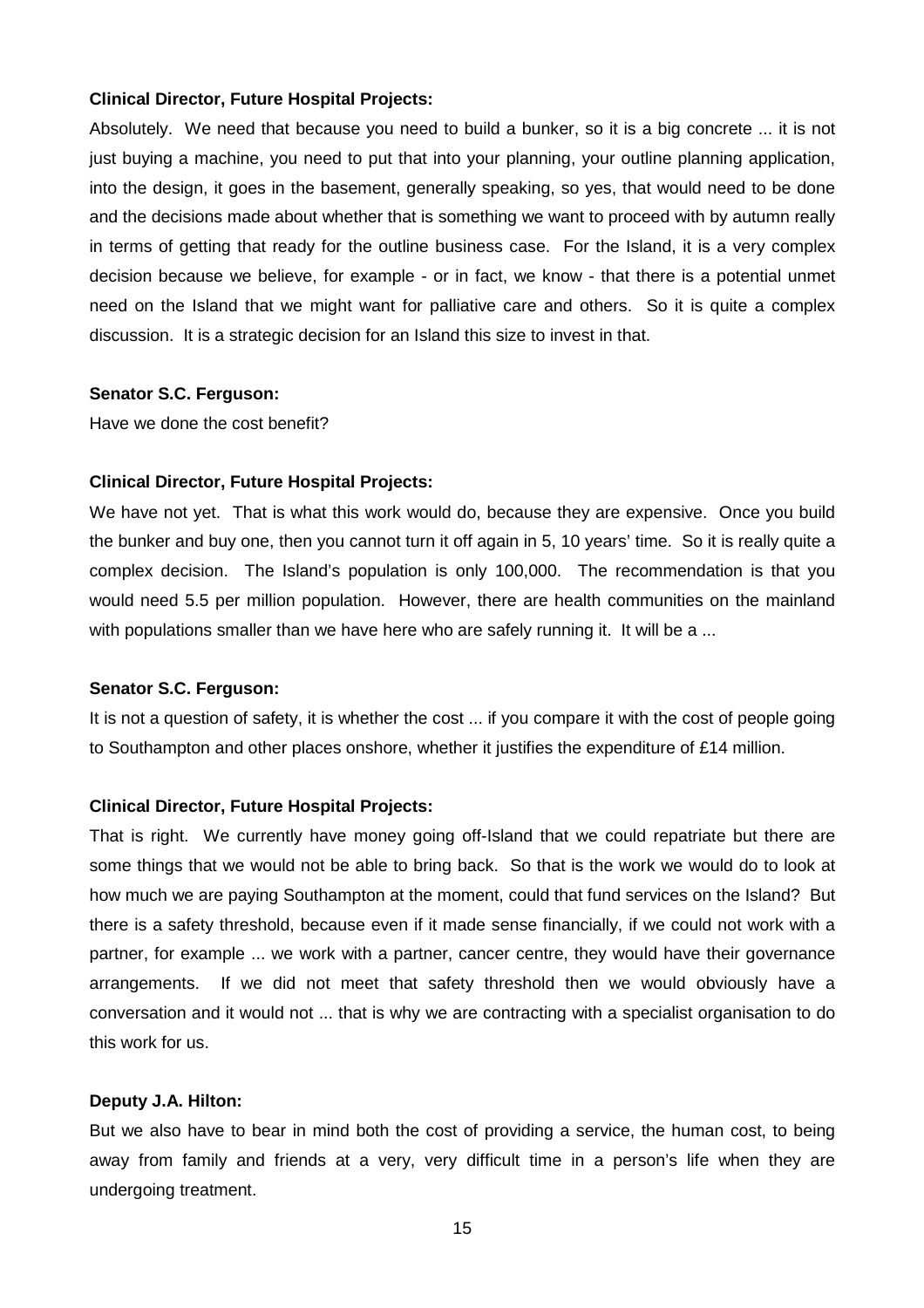**Clinical Director, Future Hospital Projects:**

Absolutely. We need that because you need to build a bunker, so it is a big concrete ... it is not just buying a machine, you need to put that into your planning, your outline planning application, into the design, it goes in the basement, generally speaking, so yes, that would need to be done and the decisions made about whether that is something we want to proceed with by autumn really in terms of getting that ready for the outline business case. For the Island, it is a very complex decision because we believe, for example - or in fact, we know - that there is a potential unmet need on the Island that we might want for palliative care and others. So it is quite a complex discussion. It is a strategic decision for an Island this size to invest in that.

**Senator S.C. Ferguson:**

Have we done the cost benefit?

**Clinical Director, Future Hospital Projects:**

We have not yet. That is what this work would do, because they are expensive. Once you build the bunker and buy one, then you cannot turn it off again in 5, 10 years' time. So it is really quite a complex decision. The Island's population is only 100,000. The recommendation is that you would need 5.5 per million population. However, there are health communities on the mainland with populations smaller than we have here who are safely running it. It will be a ...

**Senator S.C. Ferguson:**

It is not a question of safety, it is whether the cost ... if you compare it with the cost of people going to Southampton and other places onshore, whether it justifies the expenditure of £14 million.

**Clinical Director, Future Hospital Projects:**

That is right. We currently have money going off-Island that we could repatriate but there are some things that we would not be able to bring back. So that is the work we would do to look at how much we are paying Southampton at the moment, could that fund services on the Island? But there is a safety threshold, because even if it made sense financially, if we could not work with a partner, for example ... we work with a partner, cancer centre, they would have their governance arrangements. If we did not meet that safety threshold then we would obviously have a conversation and it would not ... that is why we are contracting with a specialist organisation to do this work for us.

**Deputy J.A. Hilton:**

But we also have to bear in mind both the cost of providing a service, the human cost, to being away from family and friends at a very, very difficult time in a person's life when they are undergoing treatment.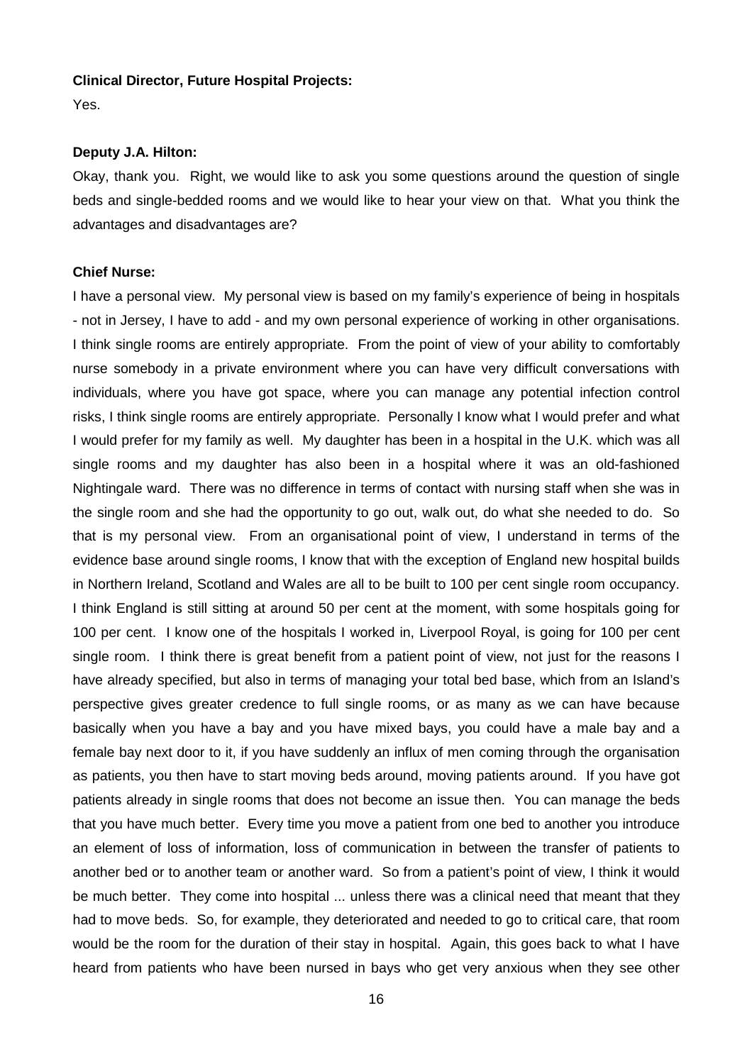**Clinical Director, Future Hospital Projects:**

Yes.

**Deputy J.A. Hilton:**

Okay, thank you. Right, we would like to ask you some questions around the question of single beds and single-bedded rooms and we would like to hear your view on that. What you think the advantages and disadvantages are?

**Chief Nurse:**

I have a personal view. My personal view is based on my family's experience of being in hospitals - not in Jersey, I have to add - and my own personal experience of working in other organisations. I think single rooms are entirely appropriate. From the point of view of your ability to comfortably nurse somebody in a private environment where you can have very difficult conversations with individuals, where you have got space, where you can manage any potential infection control risks, I think single rooms are entirely appropriate. Personally I know what I would prefer and what I would prefer for my family as well. My daughter has been in a hospital in the U.K. which was all single rooms and my daughter has also been in a hospital where it was an old-fashioned Nightingale ward. There was no difference in terms of contact with nursing staff when she was in the single room and she had the opportunity to go out, walk out, do what she needed to do. So that is my personal view. From an organisational point of view, I understand in terms of the evidence base around single rooms, I know that with the exception of England new hospital builds in Northern Ireland, Scotland and Wales are all to be built to 100 per cent single room occupancy. I think England is still sitting at around 50 per cent at the moment, with some hospitals going for 100 per cent. I know one of the hospitals I worked in, Liverpool Royal, is going for 100 per cent single room. I think there is great benefit from a patient point of view, not just for the reasons I have already specified, but also in terms of managing your total bed base, which from an Island's perspective gives greater credence to full single rooms, or as many as we can have because basically when you have a bay and you have mixed bays, you could have a male bay and a female bay next door to it, if you have suddenly an influx of men coming through the organisation as patients, you then have to start moving beds around, moving patients around. If you have got patients already in single rooms that does not become an issue then. You can manage the beds that you have much better. Every time you move a patient from one bed to another you introduce an element of loss of information, loss of communication in between the transfer of patients to another bed or to another team or another ward. So from a patient's point of view, I think it would be much better. They come into hospital ... unless there was a clinical need that meant that they had to move beds. So, for example, they deteriorated and needed to go to critical care, that room would be the room for the duration of their stay in hospital. Again, this goes back to what I have heard from patients who have been nursed in bays who get very anxious when they see other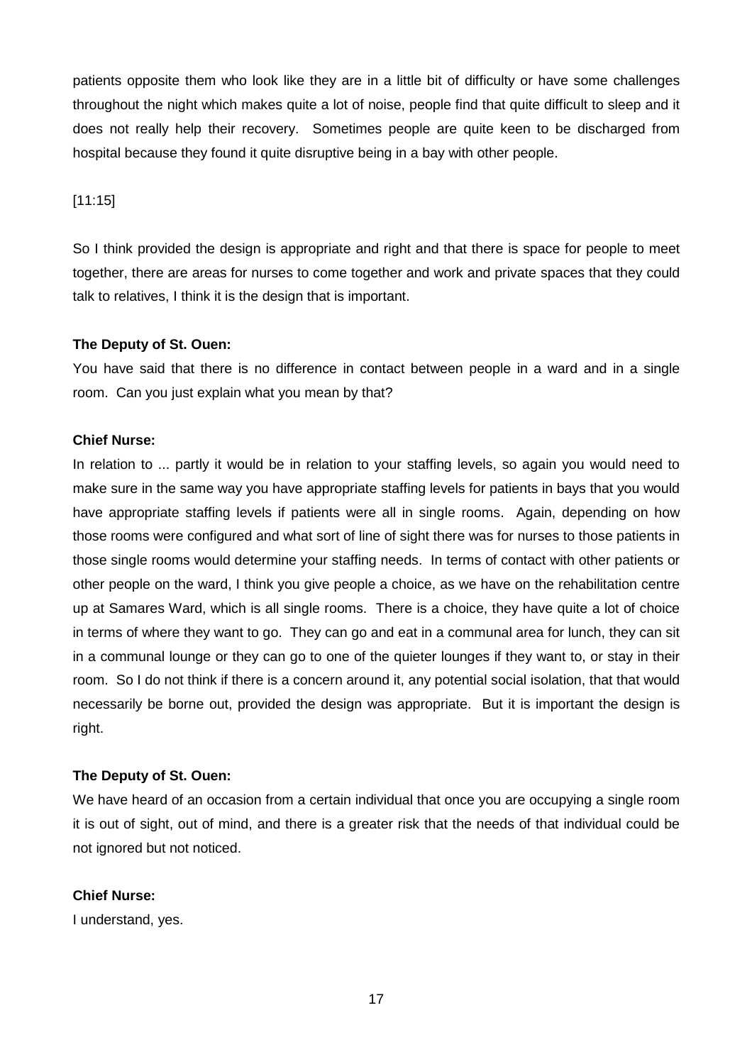patients opposite them who look like they are in a little bit of difficulty or have some challenges throughout the night which makes quite a lot of noise, people find that quite difficult to sleep and it does not really help their recovery. Sometimes people are quite keen to be discharged from hospital because they found it quite disruptive being in a bay with other people.

[11:15]

So I think provided the design is appropriate and right and that there is space for people to meet together, there are areas for nurses to come together and work and private spaces that they could talk to relatives, I think it is the design that is important.

**The Deputy of St. Ouen:**

You have said that there is no difference in contact between people in a ward and in a single room. Can you just explain what you mean by that?

**Chief Nurse:**

In relation to ... partly it would be in relation to your staffing levels, so again you would need to make sure in the same way you have appropriate staffing levels for patients in bays that you would have appropriate staffing levels if patients were all in single rooms. Again, depending on how those rooms were configured and what sort of line of sight there was for nurses to those patients in those single rooms would determine your staffing needs. In terms of contact with other patients or other people on the ward, I think you give people a choice, as we have on the rehabilitation centre up at Samares Ward, which is all single rooms. There is a choice, they have quite a lot of choice in terms of where they want to go. They can go and eat in a communal area for lunch, they can sit in a communal lounge or they can go to one of the quieter lounges if they want to, or stay in their room. So I do not think if there is a concern around it, any potential social isolation, that that would necessarily be borne out, provided the design was appropriate. But it is important the design is right.

**The Deputy of St. Ouen:**

We have heard of an occasion from a certain individual that once you are occupying a single room it is out of sight, out of mind, and there is a greater risk that the needs of that individual could be not ignored but not noticed.

**Chief Nurse:**

I understand, yes.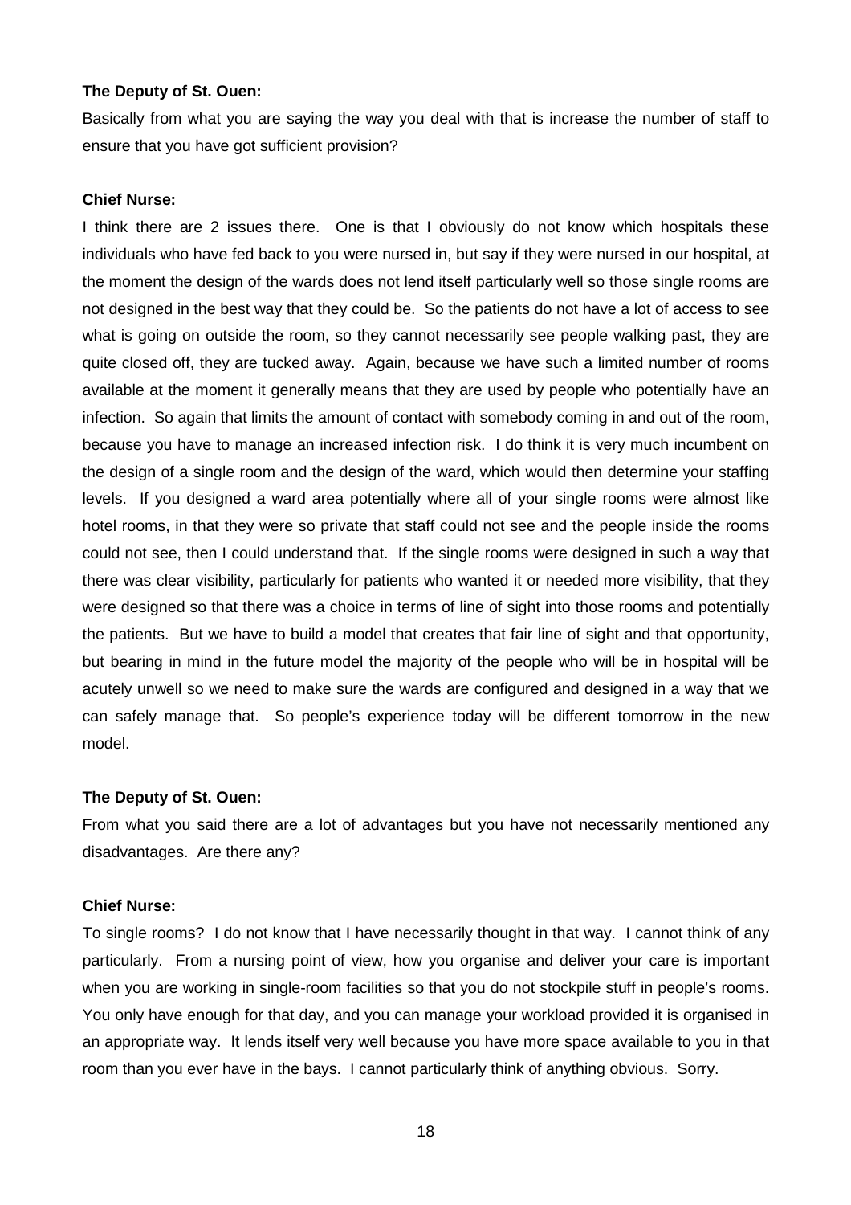**The Deputy of St. Ouen:**

Basically from what you are saying the way you deal with that is increase the number of staff to ensure that you have got sufficient provision?

**Chief Nurse:**

I think there are 2 issues there. One is that I obviously do not know which hospitals these individuals who have fed back to you were nursed in, but say if they were nursed in our hospital, at the moment the design of the wards does not lend itself particularly well so those single rooms are not designed in the best way that they could be. So the patients do not have a lot of access to see what is going on outside the room, so they cannot necessarily see people walking past, they are quite closed off, they are tucked away. Again, because we have such a limited number of rooms available at the moment it generally means that they are used by people who potentially have an infection. So again that limits the amount of contact with somebody coming in and out of the room, because you have to manage an increased infection risk. I do think it is very much incumbent on the design of a single room and the design of the ward, which would then determine your staffing levels. If you designed a ward area potentially where all of your single rooms were almost like hotel rooms, in that they were so private that staff could not see and the people inside the rooms could not see, then I could understand that. If the single rooms were designed in such a way that there was clear visibility, particularly for patients who wanted it or needed more visibility, that they were designed so that there was a choice in terms of line of sight into those rooms and potentially the patients. But we have to build a model that creates that fair line of sight and that opportunity, but bearing in mind in the future model the majority of the people who will be in hospital will be acutely unwell so we need to make sure the wards are configured and designed in a way that we can safely manage that. So people's experience today will be different tomorrow in the new model.

**The Deputy of St. Ouen:**

From what you said there are a lot of advantages but you have not necessarily mentioned any disadvantages. Are there any?

**Chief Nurse:**

To single rooms? I do not know that I have necessarily thought in that way. I cannot think of any particularly. From a nursing point of view, how you organise and deliver your care is important when you are working in single-room facilities so that you do not stockpile stuff in people's rooms. You only have enough for that day, and you can manage your workload provided it is organised in an appropriate way. It lends itself very well because you have more space available to you in that room than you ever have in the bays. I cannot particularly think of anything obvious. Sorry.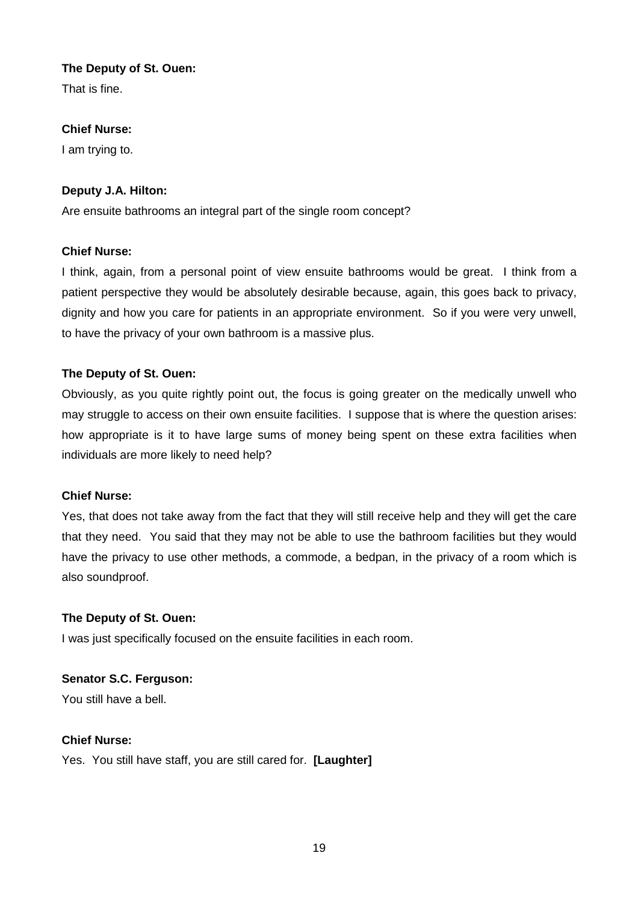**The Deputy of St. Ouen:**

That is fine.

**Chief Nurse:**

I am trying to.

**Deputy J.A. Hilton:**

Are ensuite bathrooms an integral part of the single room concept?

**Chief Nurse:**

I think, again, from a personal point of view ensuite bathrooms would be great. I think from a patient perspective they would be absolutely desirable because, again, this goes back to privacy, dignity and how you care for patients in an appropriate environment. So if you were very unwell, to have the privacy of your own bathroom is a massive plus.

**The Deputy of St. Ouen:**

Obviously, as you quite rightly point out, the focus is going greater on the medically unwell who may struggle to access on their own ensuite facilities. I suppose that is where the question arises: how appropriate is it to have large sums of money being spent on these extra facilities when individuals are more likely to need help?

**Chief Nurse:**

Yes, that does not take away from the fact that they will still receive help and they will get the care that they need. You said that they may not be able to use the bathroom facilities but they would have the privacy to use other methods, a commode, a bedpan, in the privacy of a room which is also soundproof.

**The Deputy of St. Ouen:**

I was just specifically focused on the ensuite facilities in each room.

**Senator S.C. Ferguson:**

You still have a bell.

**Chief Nurse:**

Yes. You still have staff, you are still cared for. **[Laughter]**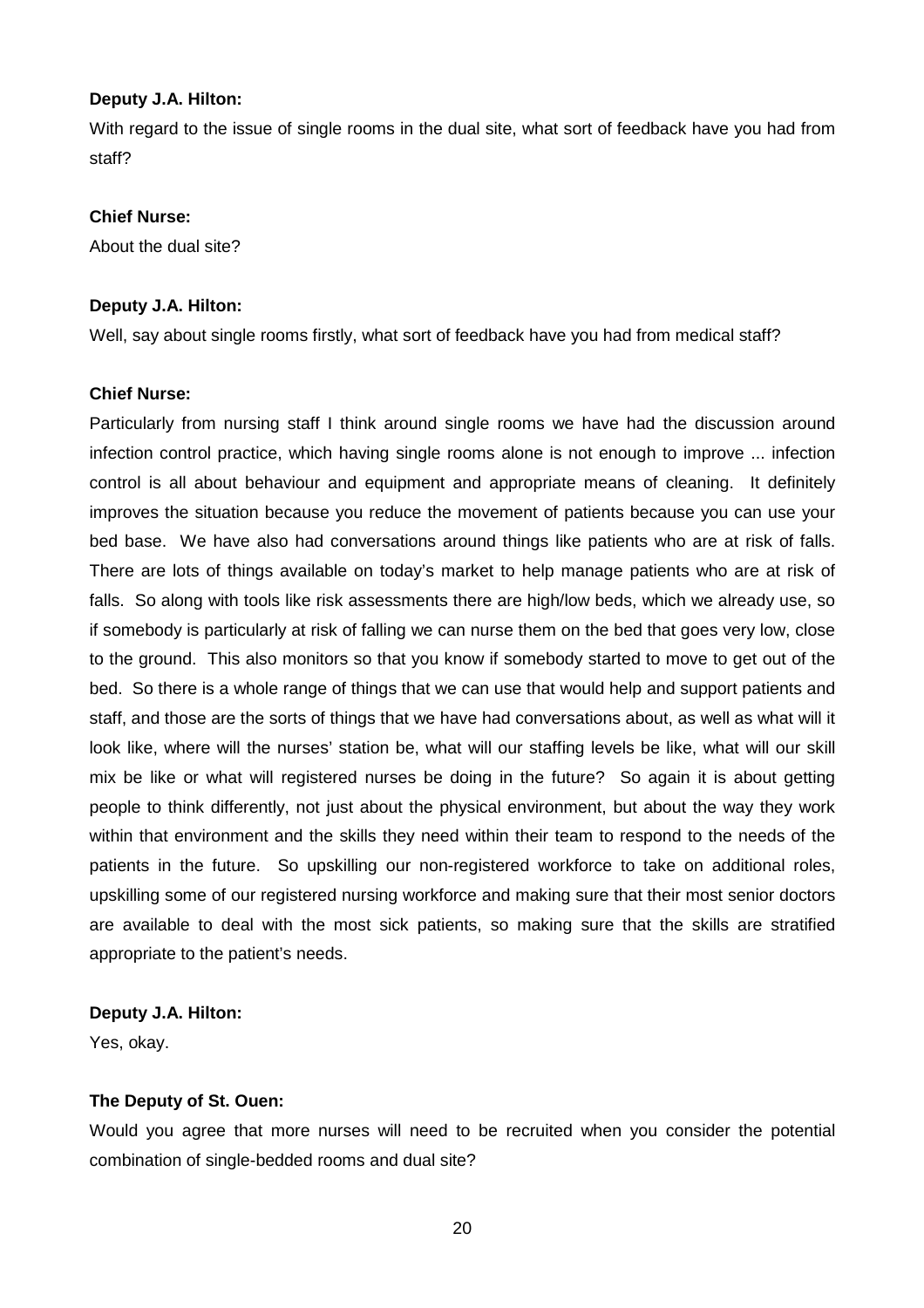**Deputy J.A. Hilton:**

With regard to the issue of single rooms in the dual site, what sort of feedback have you had from staff?

**Chief Nurse:**

About the dual site?

**Deputy J.A. Hilton:**

Well, say about single rooms firstly, what sort of feedback have you had from medical staff?

**Chief Nurse:**

Particularly from nursing staff I think around single rooms we have had the discussion around infection control practice, which having single rooms alone is not enough to improve ... infection control is all about behaviour and equipment and appropriate means of cleaning. It definitely improves the situation because you reduce the movement of patients because you can use your bed base. We have also had conversations around things like patients who are at risk of falls. There are lots of things available on today's market to help manage patients who are at risk of falls. So along with tools like risk assessments there are high/low beds, which we already use, so if somebody is particularly at risk of falling we can nurse them on the bed that goes very low, close to the ground. This also monitors so that you know if somebody started to move to get out of the bed. So there is a whole range of things that we can use that would help and support patients and staff, and those are the sorts of things that we have had conversations about, as well as what will it look like, where will the nurses' station be, what will our staffing levels be like, what will our skill mix be like or what will registered nurses be doing in the future? So again it is about getting people to think differently, not just about the physical environment, but about the way they work within that environment and the skills they need within their team to respond to the needs of the patients in the future. So upskilling our non-registered workforce to take on additional roles, upskilling some of our registered nursing workforce and making sure that their most senior doctors are available to deal with the most sick patients, so making sure that the skills are stratified appropriate to the patient's needs.

**Deputy J.A. Hilton:**

Yes, okay.

**The Deputy of St. Ouen:**

Would you agree that more nurses will need to be recruited when you consider the potential combination of single-bedded rooms and dual site?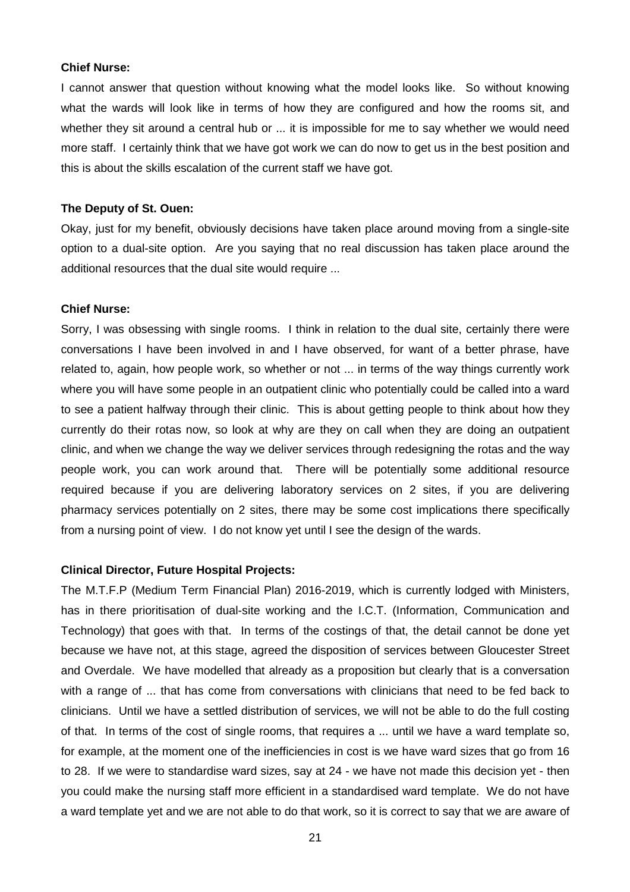**Chief Nurse:**

I cannot answer that question without knowing what the model looks like. So without knowing what the wards will look like in terms of how they are configured and how the rooms sit, and whether they sit around a central hub or ... it is impossible for me to say whether we would need more staff. I certainly think that we have got work we can do now to get us in the best position and this is about the skills escalation of the current staff we have got.

**The Deputy of St. Ouen:**

Okay, just for my benefit, obviously decisions have taken place around moving from a single-site option to a dual-site option. Are you saying that no real discussion has taken place around the additional resources that the dual site would require ...

**Chief Nurse:**

Sorry, I was obsessing with single rooms. I think in relation to the dual site, certainly there were conversations I have been involved in and I have observed, for want of a better phrase, have related to, again, how people work, so whether or not ... in terms of the way things currently work where you will have some people in an outpatient clinic who potentially could be called into a ward to see a patient halfway through their clinic. This is about getting people to think about how they currently do their rotas now, so look at why are they on call when they are doing an outpatient clinic, and when we change the way we deliver services through redesigning the rotas and the way people work, you can work around that. There will be potentially some additional resource required because if you are delivering laboratory services on 2 sites, if you are delivering pharmacy services potentially on 2 sites, there may be some cost implications there specifically from a nursing point of view. I do not know yet until I see the design of the wards.

**Clinical Director, Future Hospital Projects:**

The M.T.F.P (Medium Term Financial Plan) 2016-2019, which is currently lodged with Ministers, has in there prioritisation of dual-site working and the I.C.T. (Information, Communication and Technology) that goes with that. In terms of the costings of that, the detail cannot be done yet because we have not, at this stage, agreed the disposition of services between Gloucester Street and Overdale. We have modelled that already as a proposition but clearly that is a conversation with a range of ... that has come from conversations with clinicians that need to be fed back to clinicians. Until we have a settled distribution of services, we will not be able to do the full costing of that. In terms of the cost of single rooms, that requires a ... until we have a ward template so, for example, at the moment one of the inefficiencies in cost is we have ward sizes that go from 16 to 28. If we were to standardise ward sizes, say at 24 - we have not made this decision yet - then you could make the nursing staff more efficient in a standardised ward template. We do not have a ward template yet and we are not able to do that work, so it is correct to say that we are aware of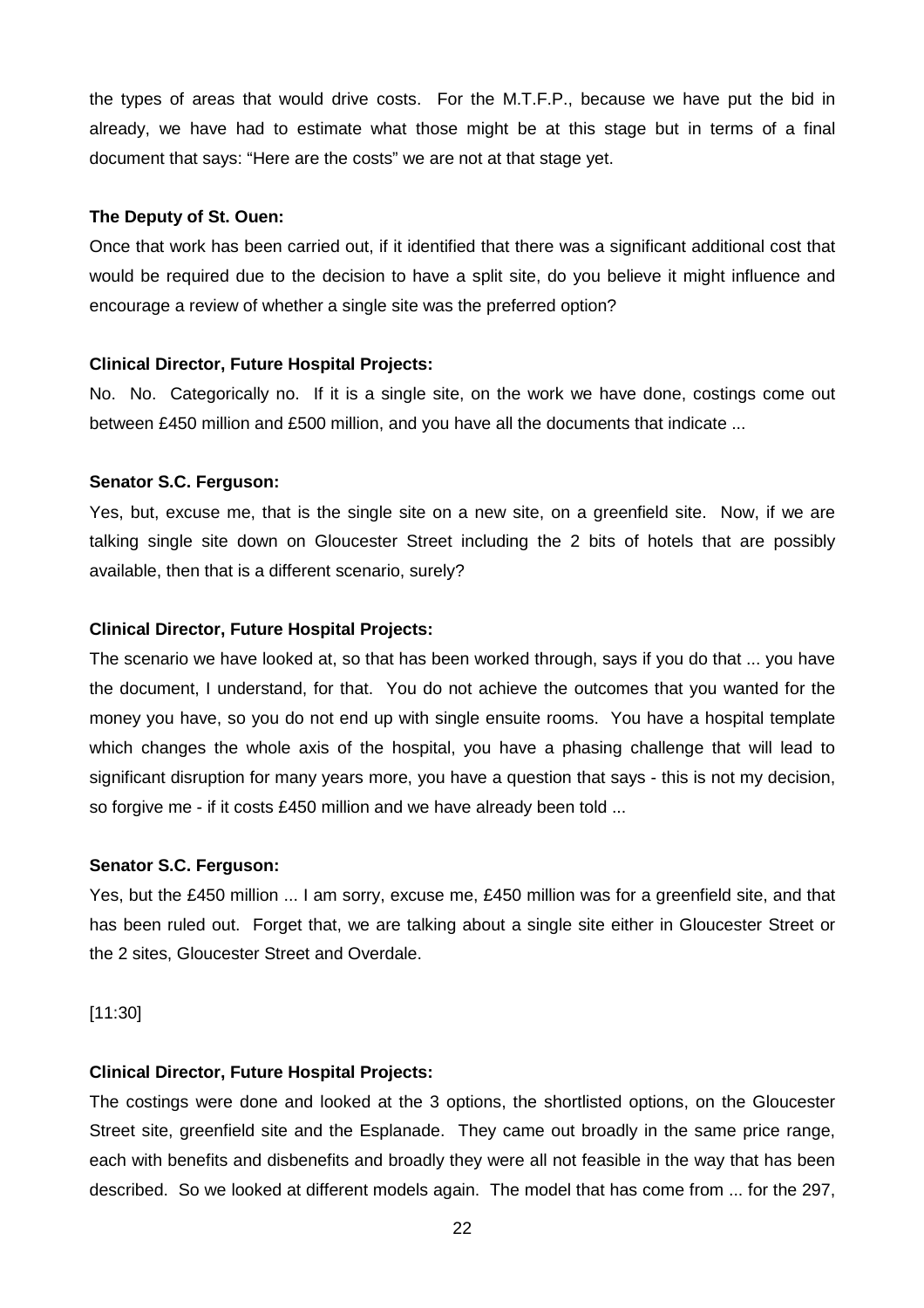the types of areas that would drive costs. For the M.T.F.P., because we have put the bid in already, we have had to estimate what those might be at this stage but in terms of a final document that says: "Here are the costs" we are not at that stage yet.

**The Deputy of St. Ouen:**

Once that work has been carried out, if it identified that there was a significant additional cost that would be required due to the decision to have a split site, do you believe it might influence and encourage a review of whether a single site was the preferred option?

**Clinical Director, Future Hospital Projects:**

No. No. Categorically no. If it is a single site, on the work we have done, costings come out between £450 million and £500 million, and you have all the documents that indicate ...

**Senator S.C. Ferguson:**

Yes, but, excuse me, that is the single site on a new site, on a greenfield site. Now, if we are talking single site down on Gloucester Street including the 2 bits of hotels that are possibly available, then that is a different scenario, surely?

**Clinical Director, Future Hospital Projects:**

The scenario we have looked at, so that has been worked through, says if you do that ... you have the document, I understand, for that. You do not achieve the outcomes that you wanted for the money you have, so you do not end up with single ensuite rooms. You have a hospital template which changes the whole axis of the hospital, you have a phasing challenge that will lead to significant disruption for many years more, you have a question that says - this is not my decision, so forgive me - if it costs £450 million and we have already been told ...

**Senator S.C. Ferguson:**

Yes, but the £450 million ... I am sorry, excuse me, £450 million was for a greenfield site, and that has been ruled out. Forget that, we are talking about a single site either in Gloucester Street or the 2 sites, Gloucester Street and Overdale.

[11:30]

**Clinical Director, Future Hospital Projects:**

The costings were done and looked at the 3 options, the shortlisted options, on the Gloucester Street site, greenfield site and the Esplanade. They came out broadly in the same price range, each with benefits and disbenefits and broadly they were all not feasible in the way that has been described. So we looked at different models again. The model that has come from ... for the 297,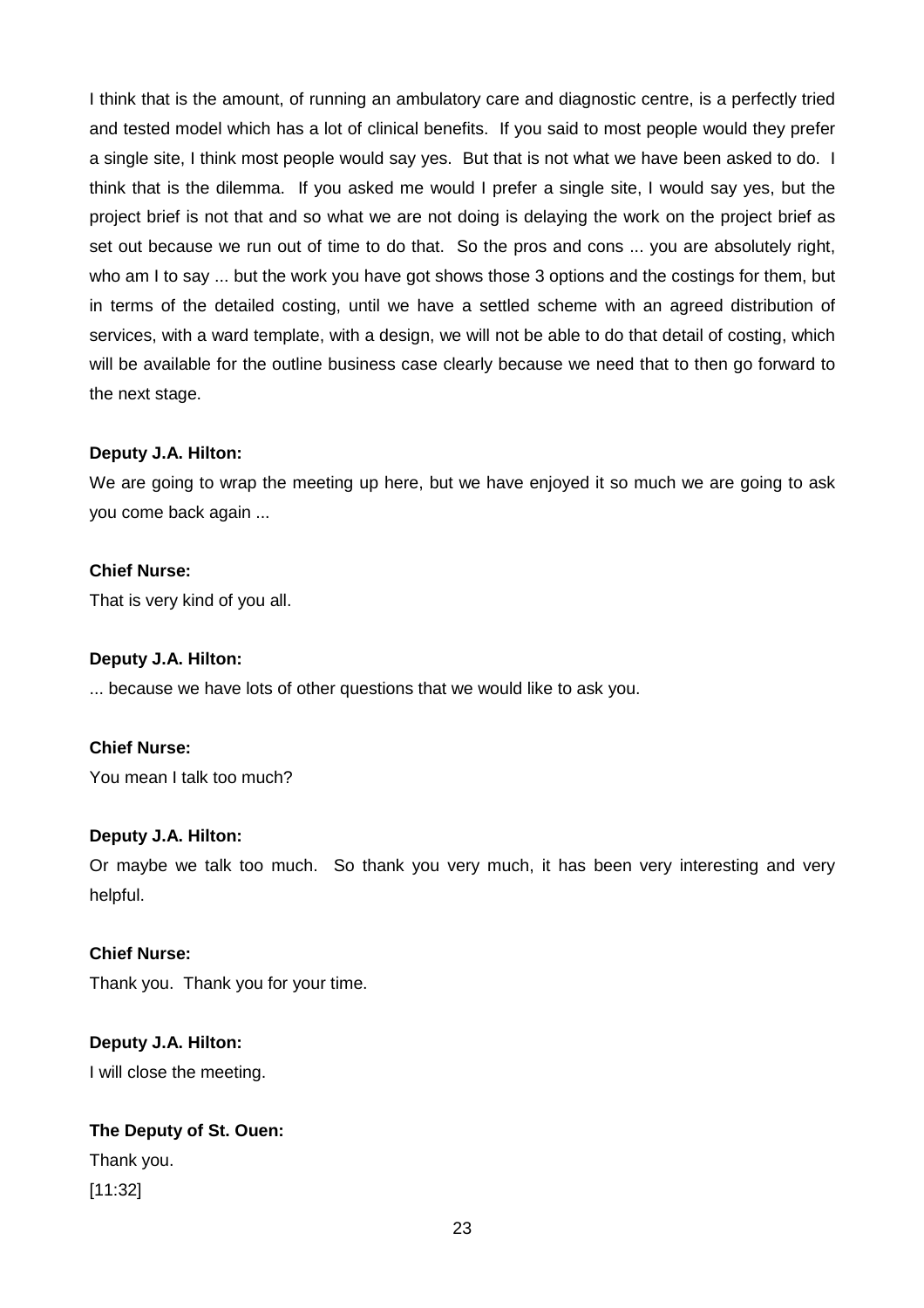I think that is the amount, of running an ambulatory care and diagnostic centre, is a perfectly tried and tested model which has a lot of clinical benefits. If you said to most people would they prefer a single site, I think most people would say yes. But that is not what we have been asked to do. I think that is the dilemma. If you asked me would I prefer a single site, I would say yes, but the project brief is not that and so what we are not doing is delaying the work on the project brief as set out because we run out of time to do that. So the pros and cons ... you are absolutely right, who am I to say ... but the work you have got shows those 3 options and the costings for them, but in terms of the detailed costing, until we have a settled scheme with an agreed distribution of services, with a ward template, with a design, we will not be able to do that detail of costing, which will be available for the outline business case clearly because we need that to then go forward to the next stage.

**Deputy J.A. Hilton:**

We are going to wrap the meeting up here, but we have enjoyed it so much we are going to ask you come back again ...

**Chief Nurse:**

That is very kind of you all.

**Deputy J.A. Hilton:**

... because we have lots of other questions that we would like to ask you.

**Chief Nurse:**

You mean I talk too much?

**Deputy J.A. Hilton:**

Or maybe we talk too much. So thank you very much, it has been very interesting and very helpful.

**Chief Nurse:**

Thank you. Thank you for your time.

**Deputy J.A. Hilton:**

I will close the meeting.

**The Deputy of St. Ouen:**

Thank you.

[11:32]